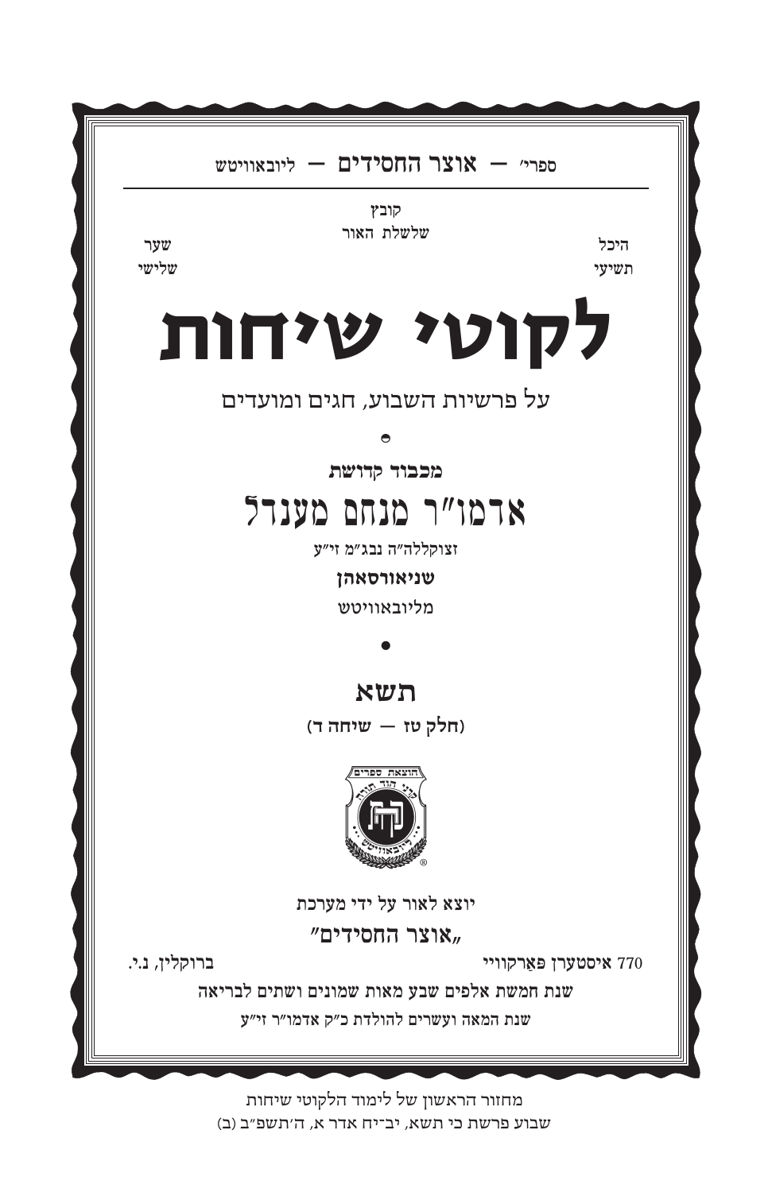ספרי׳ — **אוצר החסידים** — ליובאוויטש

קובץ
שלשלת האור

היכל
תשיעי

שער
שלישי

# לקוטי שיחות

על פרשיות השבוע, חגים ומועדים

**מכבוד קדושת**

## אדמו״ר מנחם מענדל

**זצוקללה״ה נבג״מ זי״ע**

**שניאורסאהן**

מליובאוויטש

## תשא

**(חלק טז — שיחה ד)**

**יוצא לאור על ידי מערכת**

**„אוצר החסידים״**

**770 איסטערן פּאַרקוויי** **ברוקלין, נ.י.**

**שנת חמשת אלפים שבע מאות שמונים ושתים לבריאה**

**שנת המאה ועשרים להולדת כ״ק אדמו״ר זי״ע**

מחזור הראשון של לימוד הלקוטי שיחות
שבוע פרשת כי תשא, יב־יח אדר א, ה׳תשפ״ב (ב)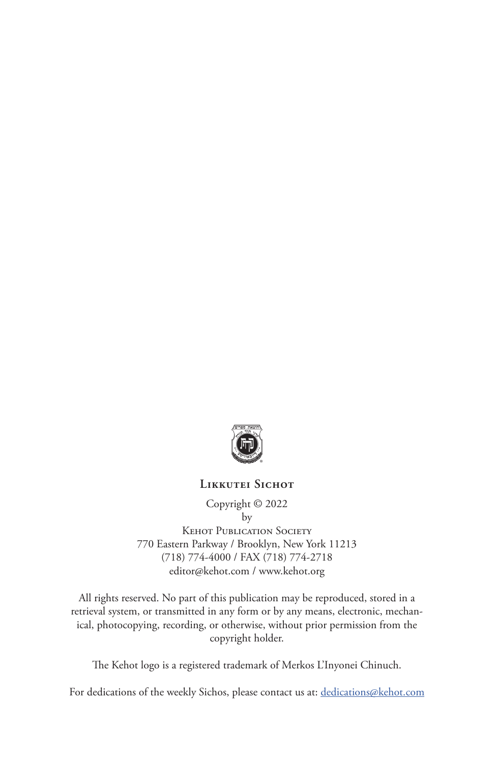**Likkutei Sichot**

Copyright © 2022
by
Kehot Publication Society
770 Eastern Parkway / Brooklyn, New York 11213
(718) 774-4000 / FAX (718) 774-2718
editor@kehot.com / www.kehot.org

All rights reserved. No part of this publication may be reproduced, stored in a retrieval system, or transmitted in any form or by any means, electronic, mechanical, photocopying, recording, or otherwise, without prior permission from the copyright holder.

The Kehot logo is a registered trademark of Merkos L'Inyonei Chinuch.

For dedications of the weekly Sichos, please contact us at: dedications@kehot.com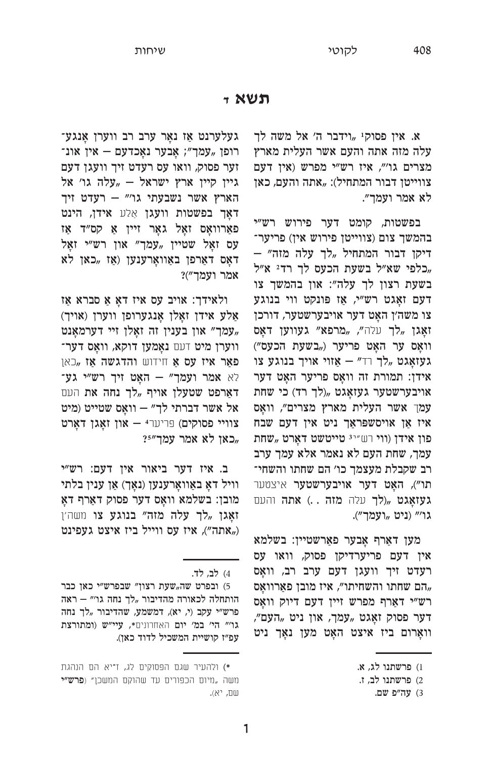# תשא ד

א. אין פסוק[1] „וידבר ה׳ אל משה לך עלה מזה אתה והעם אשר העלית מארץ מצרים גו׳", איז רש״י מפרש (אין דעם צווייטן דבור המתחיל): „אתה והעם, כאן לא אמר ועמך".

בפשטות, קומט דער פירוש רש״י בהמשך צום (צווייטן פירוש אין) פריערדיקן דבור המתחיל „לך עלה מזה" — „כלפי שא״ל בשעת הכעס לך רד[2] א״ל בשעת רצון לך עלה": און בהמשך צו דעם זאָגט רש״י, אַז פונקט ווי בנוגע צו משה׳ן האָט דער אויבערשטער, דורכן זאָגן „לך עלה", „מרפא" געווען דאָס וואָס ער האָט פריער („בשעת הכעס") געזאָגט „לך רד" — אַזוי אויך בנוגע צו אידן: תמורת זה וואָס פריער האָט דער אויבערשטער געזאָגט „(לך רד) כי שחת עמך אשר העלית מארץ מצרים", וואָס איז אַן אויסשפּראַך ניט אין דעם שבח פון אידן (ווי רש״י[3] טייטשט דאָרט „שחת עמך, שחת העם לא נאמר אלא עמך ערב רב שקבלת מעצמך כו׳ הם שחתו והשחיתו"), האָט דער אויבערשטער איצטער געזאָגט „(לך עלה מזה . .) אתה והעם גו׳" (ניט „ועמך").

מען דאַרף אָבער פאַרשטיין: בשלמא אין דעם פריערדיקן פסוק, וואו עס רעדט זיך וועגן דעם ערב רב, וואָס „הם שחתו והשחיתו", איז מובן פאַרוואָס רש״י דאַרף מפרש זיין דעם דיוק וואָס דער פסוק זאָגט „עמך, און ניט „העם", וואָרום ביז איצט האָט מען נאָך ניט געלערנט אַז נאָר ערב רב ווערן אָנגערופן „עמך"; אָבער נאָכדעם — אין אונזער פסוק, וואו עס רעדט זיך וועגן דעם גיין קיין ארץ ישראל — „עלה גו׳ אל הארץ אשר נשבעתי גו׳" — רעדט זיך דאָך בפשטות וועגן אַלע אידן, הינט פאַרוואָס זאָל גאָר זיין אַ קס״ד אַז עס זאָל שטיין „עמך" און רש״י זאָל דאָס דאַרפן באַוואָרענען (אַז „כאן לא אמר ועמך")?

ולאידך: אויב עס איז דאָ אַ סברא אַז אַלע אידן זאָלן אָנגערופן ווערן (אויך) „עמך" און בענין זה זאָלן זיי דערמאָנט ווערן מיט דעם נאָמען דוקא, וואָס דערפאַר איז עס אַ חידוש והדגשה אַז „כאן לא אמר ועמך" — האָט זיך רש״י געדאַרפט שטעלן אויף „לך נחה את העם אל אשר דברתי לך" — וואָס שטייט (מיט צוויי פסוקים) פריער[4] — און זאָגן דאָרט „כאן לא אמר עמך"?[5]

ב. איז דער ביאור אין דעם: רש״י וויל דאָ באַוואָרענען (נאָך) אַן ענין בלתי מובן: בשלמא וואָס דער פסוק דאַרף דאָ זאָגן „לך עלה מזה" בנוגע צו משה׳ן („אתה"), איז עס ווייל ביז איצט געפינט

---

1) פרשתנו לג, א.

2) פרשתנו לב, ז.

3) עה״פ שם.

4) לב, לד.

5) ובפרט שה„שעת רצון" שבפרש״י כאן כבר הותחלה לכאורה מהדיבור „לך נחה גו׳" — ראה פרש״י עקב (י, יא), דמשמע, שהדיבור „לך נחה גו׳" הי׳ במ׳ יום האחרונים*, עיי״ש (ומתורצת עפ״ז קושיית המשכיל לדוד כאן).

*) ולהעיר שגם הפסוקים לג, ז־יא הם הנהגת משה „מיום הכפורים עד שהוקם המשכן" (**פרש״י** שם, יא).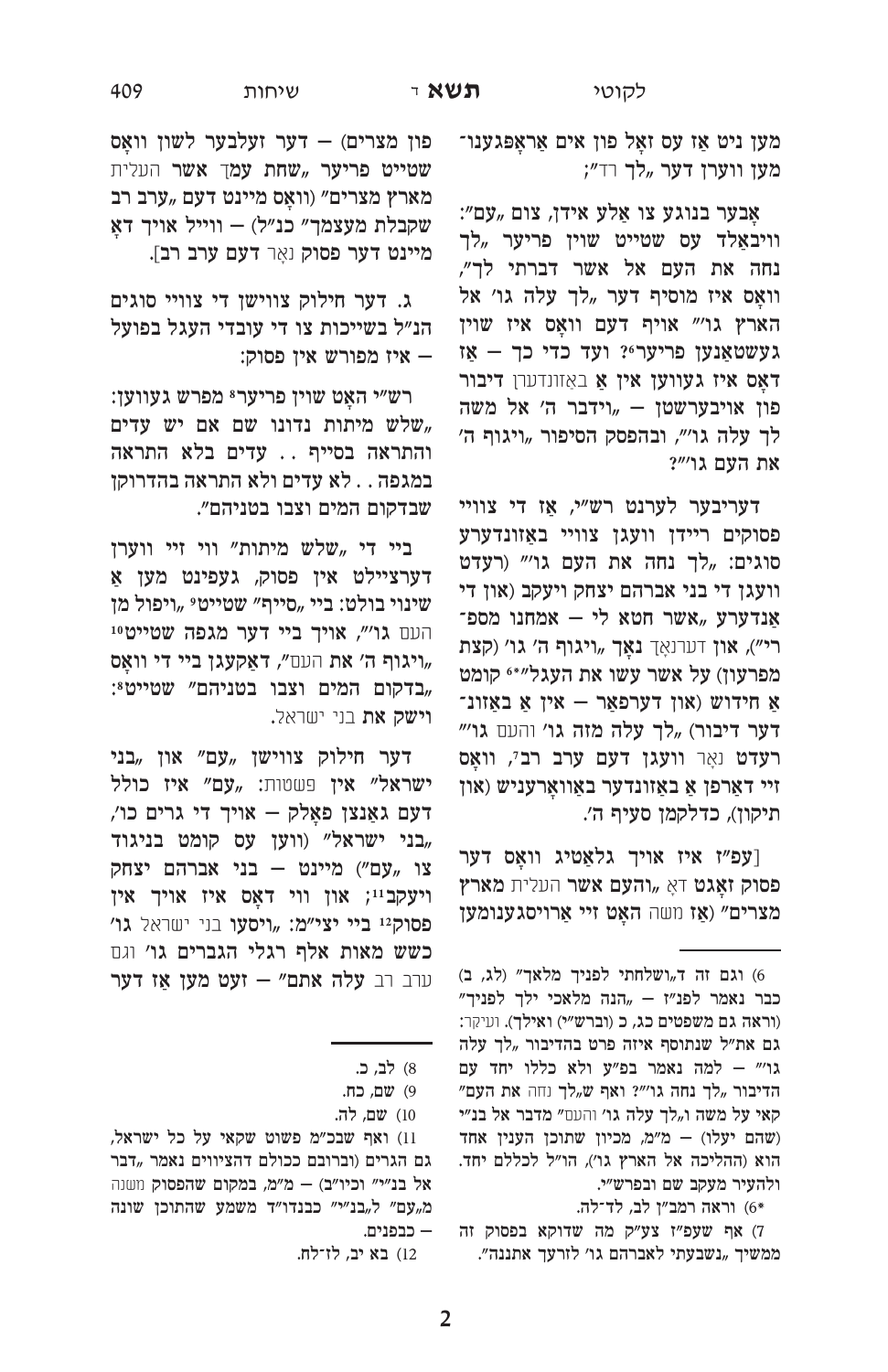מען ניט אַז עס זאָל פון אים אַראָפּגענומען ווערן דער "לך" רד"ר;

אָבער בנוגע צו אַלע אידן, צום "עם": ווייבאַלד עס שטייט שוין פריער "לך נחה את העם אל אשר דברתי לך", וואָס איז מוסיף דער "לך עלה גו' אל הארץ גו'" אויף דעם וואָס איז שוין געשטאַנען פריער[6]? ועד כדי כך – אַז דאָס איז געווען אין אַ באַזונדערן דיבור פון אויבערשטן – "וידבר ה' אל משה לך עלה גו'", ובהפסק הסיפור "ויגוף ה' את העם גו'"?

דעריבער לערנט רש"י, אַז די צוויי פסוקים ריידן וועגן צוויי באַזונדערע סוגים: "לך נחה את העם גו'" (רעדט וועגן די בני אברהם יצחק ויעקב (און די אַנדערע "אשר חטא לי – אמחנו מספרי"), און דערנאָך נאָך "ויגוף ה' גו' (קצת מפרעון) על אשר עשו את העגל"[6*] קומט אַ חידוש (און דערפאַר – אין אַ באַזונדער דיבור) "לך עלה מזה גו' והעם גו'" רעדט נאָר וועגן דעם ערב רב[7], וואָס זיי דאַרפן אַ באַזונדער באַוואָרעניש (און תיקון), כדלקמן סעיף ה'.

[עפ"ז איז אויך גלאַטיג וואָס דער פסוק זאָגט דאָ "והעם אשר העלית מארץ מצרים" (אַז משה האָט זיי אַרויסגענומען פון מצרים) – דער זעלבער לשון וואָס שטייט פריער "שחת עמך אשר העלית מארץ מצרים" (וואָס מיינט דעם "ערב רב שקבלת מעצמך" כנ"ל) – ווייל אויך דאָ מיינט דער פסוק נאָר דעם ערב רב].

ג. דער חילוק צווישן די צוויי סוגים הנ"ל בשייכות צו די עובדי העגל בפועל – איז מפורש אין פסוק:

רש"י האָט שוין פריער[8] מפרש געווען: "שלש מיתות נדונו שם אם יש עדים והתראה בסייף . . עדים בלא התראה במגפה . . לא עדים ולא התראה בהדרוקן שבדקום המים וצבו בטניהם".

ביי די "שלש מיתות" ווי זיי ווערן דערציילט אין פסוק, געפינט מען אַ שינוי בולט: ביי "סייף" שטייט[9] "ויפול מן העם גו'", אויך ביי דער מגפה שטייט[10] "ויגוף ה' את העם", דאַקעגן ביי די וואָס "בדקום המים וצבו בטניהם" שטייט[8]: וישק את בני ישראל.

דער חילוק צווישן "עם" און "בני ישראל" אין פשטות: "עם" איז כולל דעם גאַנצן פאָלק – אויך די גרים כו', "בני ישראל" (ווען עס קומט בניגוד צו "עם") מיינט – בני אברהם יצחק ויעקב[11]; און ווי דאָס איז אויך אין פסוק[12] ביי יצי"מ: "ויסעו בני ישראל גו' כשש מאות אלף רגלי הגברים גו' וגם ערב רב עלה אתם" – זעט מען אַז דער

---

6) וגם זה ד"ושלחתי לפניך מלאך" (לג, ב) כבר נאמר לפנ"ז – "הנה מלאכי ילך לפניך" (וראה גם משפטים כג, כ (וברש"י) ואילך). ועיקר: גם את"ל שנתוסף איזה פרט בהדיבור "לך עלה גו'" – למה נאמר בפ"ע ולא כללו יחד עם הדיבור "לך נחה גו'"? ואף ש"לך נחה את העם" קאי על משה ו"לך עלה גו' והעם" מדבר אל בנ"י (שהם יעלו) – מ"מ, מכיון שתוכן הענין אחד הוא (ההליכה אל הארץ גו'), הו"ל לכללם יחד. ולהעיר מעקב שם וברש"י.

*6) וראה רמב"ן לב, לד־לה.

7) אף שעפ"ז צע"ק מה שדוקא בפסוק זה ממשיך "נשבעתי לאברהם גו' לזרעך אתננה".

8) לב, כ.

9) שם, כח.

10) שם, לה.

11) ואף שבכ"מ פשוט שקאי על כל ישראל, גם הגרים (וברובם ככולם דהציווים נאמר "דבר אל בנ"י" וכיו"ב) – מ"מ, במקום שהפסוק משנה מ"עם" ל"בנ"י" כבנדו"ד משמע שהתוכן שונה – כבפנים.

12) בא יב, לז־לח.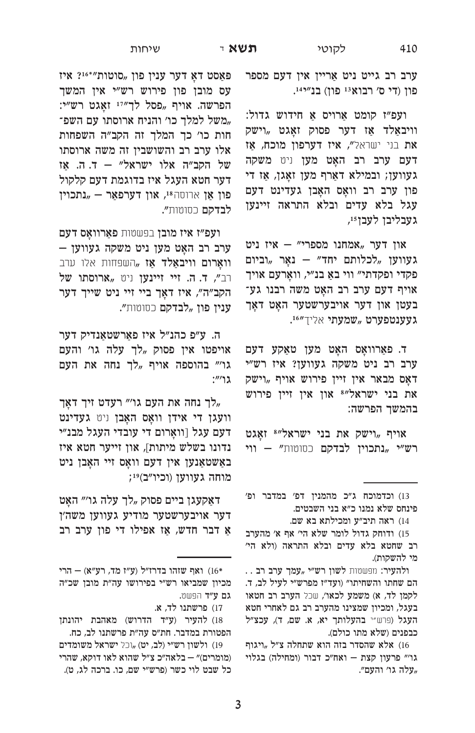ערב רב גייט ניט אריין אין דעם מספר פון (די ס' רבוא[13] פון) בנ"י[14].

ועפ"ז קומט ארויס א חידוש גדול: וויבאלד אז דער פסוק זאגט „וישק את בני ישראל", איז דערפון מוכח, אז דעם ערב רב האט מען ניט משקה געווען; ובמילא דארף מען זאגן, אז די פון ערב רב וואס האבן געדינט דעם עגל בלא עדים ובלא התראה זיינען געבליבן לעבן[15],

און דער „אמחנו מספרי" — איז ניט געווען „לכלותם יחד" — נאר „וביום פקדי ופקדתי" ווי בא בנ"י, ווארעם אויך אויף דעם ערב רב האט משה רבנו גע־בעטן און דער אויבערשטער האט דאך געענטפערט „שמעתי אליך"[16].

ד. פארוואס האט מען טאקע דעם ערב רב ניט משקה געווען? איז רש"י דאס מבאר אין זיין פירוש אויף „וישק את בני ישראל"[8] און אין זיין פירוש בהמשך הפרשה:

אויף „וישק את בני ישראל"[8] זאגט רש"י „נתכוין לבדקם כסוטות" — ווי פאסט דא דער ענין פון „סוטות"[*16]? איז עס מובן פון פירוש רש"י אין המשך הפרשה. אויף „פסל לך"[17] זאגט רש"י: „משל למלך כו' והניח ארוסתו עם השפ־חות כו' כך המלך זה הקב"ה השפחות אלו ערב רב והשושבין זה משה ארוסתו של הקב"ה אלו ישראל" — ד. ה. אז דער חטא העגל איז בדוגמת דעם קלקול פון אן ארוסה[18], און דערפאר — „נתכוין לבדקם כסוטות".

ועפ"ז איז מובן בפשטות פארוואס דעם ערב רב האט מען ניט משקה געווען — ווארום וויבאלד אז „השפחות אלו ערב רב", ד. ה. זיי זיינען ניט „ארוסתו של הקב"ה", איז דאך בייז זיי ניט שייך דער ענין פון „לבדקם כסוטות".

ה. ע"פ כהנ"ל איז פארשטאנדיק דער אויפטו אין פסוק „לך עלה גו' והעם גו'" בהוספה אויף „לך נחה את העם גו'":

„לך נחה את העם גו'" רעדט זיך דאך וועגן די אידן וואס האבן ניט געדינט דעם עגל [ווארום די עובדי העגל מבנ"י נדונו בשלש מיתות], און זייער חטא איז באשטאנען אין דעם וואס זיי האבן ניט מוחה געווען (וכיו"ב)[19];

דאקעגן ביים פסוק „לך עלה גו'" האט דער אויבערשטער מודיע געווען משה'ן א דבר חדש, אז אפילו די פון ערב רב

---

13) וכדמוכח ג"כ מהמנין דפ' במדבר ופ' פינחס שלא נמנו כ"א בני השבטים.

14) ראה תיב"ע ומכילתא בא שם.

15) ודוחק גדול לומר שלא הי' אף א' מהערב רב שחטא בלא עדים ובלא התראה (ולא הי' מי להשקות).

ולהעיר: מפשטות לשון רש"י „עמך ערב רב . . הם שחתו והשחיתו" (ועד"ז מפרש"י לעיל לב, ד. לקמן לד, א) משמע לכאו', שכל הערב רב חטאו בעגל, ומכיון שמצינו מהערב רב גם לאחרי חטא העגל (פרש"י בהעלותך יא, א. שם, ד), עכצ"ל כבפנים (שלא מתו כולם).

16) אלא שהסדר בזה הוא שתחלה צ"ל „ויגוף גו'" פרעון קצת — ואח"כ דבור (ומחילה) בגלוי „עלה גו' והעם".

*16) ואף שזהו בדרז"ל (ע"ז מד, רע"א) — הרי מכיון שמביאו רש"י בפירושו עה"ת מובן שכ"ה גם ע"ד הפשט.

17) פרשתנו לד, א.

18) להעיר (ע"ד הדרוש) מאהבת יהונתן הפטורות במדבר. חת"ס עה"ת פרשתנו לב, כח.

19) ולשון רש"י (לב, יט) „וכל ישראל משומדים (מומרים)" — בלאה"כ צ"ל שהוא לאו דוקא, שהרי כל שבט לוי כשר (פרש"י שם, כו. ברכה לג, ט).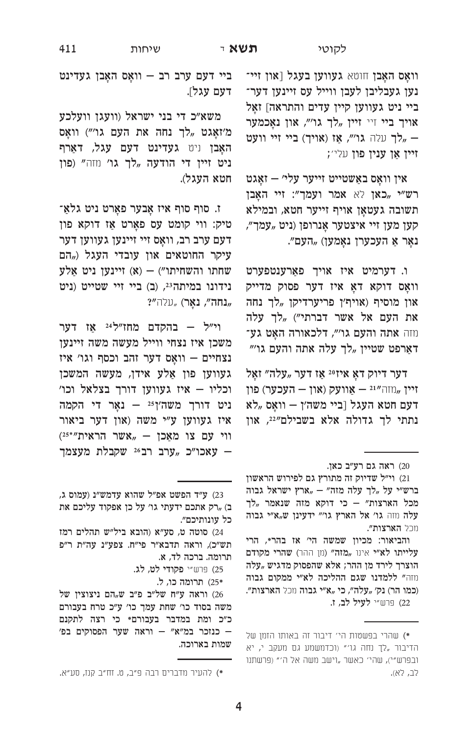וואָס האָבן חטא געווען בעגל [און זיי־נען געבליבן לעבן ווייל עס זיינען דער־ביי ניט געווען קיין עדים והתראה] זאָל אויך ביי זיי זיין „לך גו'", און נאָכמער — „לך עלה גו'", אַז (אויך) ביי זיי וועט זיין אַן ענין פון עלי';

אין וואָס באַשטייט זייער עלי' — זאָגט רש"י „כאן לא אמר ועמך": זיי האָבן תשובה געטאָן אויף זייער חטא, ובמילא קען מען זיי איצטער אָנרופן (ניט „עמך", נאָר אַ העכערן נאָמען) „העם".

ו. דערמיט איז אויך פאַרענטפערט וואָס דוקא דאָ איז דער פסוק מדייק און מוסיף (אויף'ן פריערדיקן „לך נחה את העם אל אשר דברתי") „לך עלה מזה אתה והעם גו'", דלכאורה האָט גע־דאַרפט שטיין „לך עלה אתה והעם גו'"

דער דיוק דאָ איז[20] אַז דער „עלה" זאָל זיין „מזה"[21] — אַוועק (און — העכער) פון דעם חטא העגל [ביי משה'ן — וואָס „לא נתתי לך גדולה אלא בשבילם"[22], און ביי דעם ערב רב — וואָס האָבן געדינט דעם עגל].

משא"כ די בני ישראל (וועגן וועלכע מ'זאָגט „לך נחה את העם גו'") וואָס האָבן ניט געדינט דעם עגל, דאַרף ניט זיין די הודעה „לך גו' מזה" (פון חטא העגל).

ז. סוף סוף איז אָבער פאָרט ניט גלאַ־טיק: ווי קומט עס פאָרט אַז דוקא פון דעם ערב רב, וואָס זיי זיינען געווען דער עיקר החוטאים און עובדי העגל („הם שחתו והשחיתו") — (א) זיינען ניט אַלע נידונו במיתה[23], (ב) ביי זיי שטייט (ניט „נחה", נאָר) „עלה"?

וי"ל — בהקדם מחז"ל[24] אַז דער משכן איז נצחי ווייל מעשה משה זיינען נצחיים — וואָס דער זהב וכסף וגו' איז געווען פון אַלע אידן, מעשה המשכן וכליו — איז געווען דורך בצלאל וכו' ניט דורך משה'ן[25] — נאָר די הקמה איז געווען ע"י משה (און דער ביאור ווי עס צו מאַכן — „אשר הראית"[25*]) — עאכו"כ „ערב רב[26] שקבלת מעצמך

---

20) ראה גם רע"ב כאן.

21) וי"ל שדיוק זה מתורץ גם לפירוש הראשון ברש"י על „לך עלה מזה" — „ארץ ישראל גבוה מכל הארצות" — כי דוקא מזה שנאמר „לך עלה מזה גו' אל הארץ גו'" ידעינן שא"י גבוה מכל הארצות".

והביאור: מכיון שמשה הי' אז בהר*, הרי עלייתו לא"י אינו „מזה" (מן ההר) שהרי מקודם הוצרך לירד מן ההר; אלא שהפסוק מדגיש „עלה מזה" ללמדנו שגם ההליכה לא"י ממקום גבוה (כמו הר) נק' „עלה", כי „א"י גבוה מכל הארצות".

22) פרש"י לעיל לב, ז.

*) שהרי בפשטות הי' דיבור זה באותו הזמן של הדיבור „לך נחה גו'" (וכדמשמע גם מעקב י, יא ובפרש"י), שהי' כאשר „וישב משה אל ה'" (פרשתנו לב, לא).

23) ע"ד הפשט אפ"ל שהוא עדמש"נ (עמוס ג, ב) „רק אתכם ידעתי גו' על כן אפקוד עליכם את כל עונותיכם".

24) סוטה ט, סע"א (הובא ביל"ש תהלים רמז תש"כ), וראה תדבא"ר פי"ח. צפע"נ עה"ת ר"פ תרומה. ברכה לד, א.

25) פרש"י פקודי לט, לג.

*25) תרומה כו, ל.

26) וראה ע"ח שלי"ב פ"ב ש„הם ניצוצין של משה בסוד כו' שחת עמך כו' ע"כ טרח בעבורם כ"כ ומת במדבר בעבורם* כי רצה לתקנם — כנזכר במ"א" — וראה שער הפסוקים בפ' שמות בארוכה.

*) להעיר מדברים רבה פ"ב, ט. זח"ב קנז, סע"א.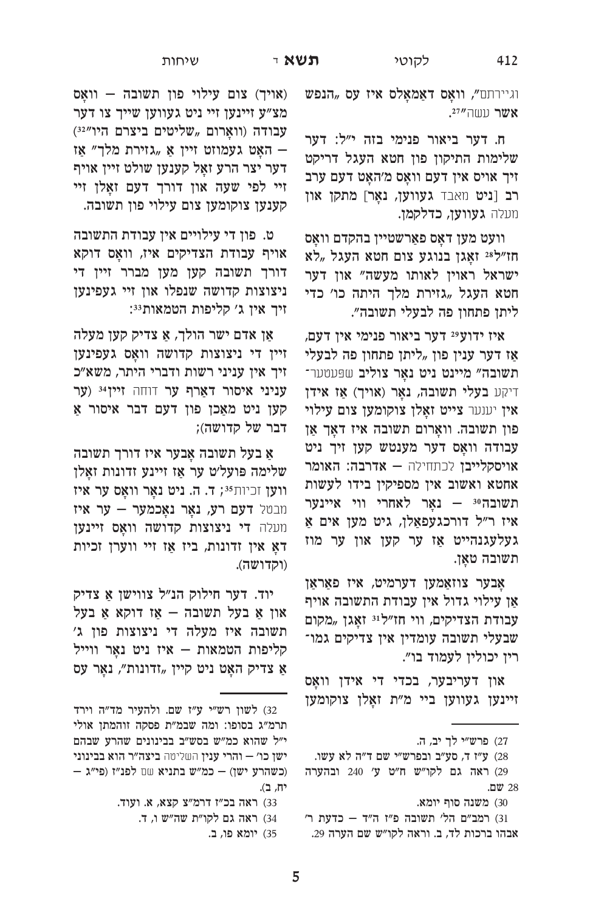וגיירתם", וואָס דאַמאָלס איז עס "הנפש אשר עשה"[27].

ח. דער ביאור פנימי בזה י"ל: דער שלימות התיקון פון חטא העגל דריקט זיך אויס אין דעם וואָס מ'האָט דעם ערב רב [ניט מאבד געווען, נאָר] מתקן און מעלה געווען, כדלקמן.

וועט מען דאָס פאַרשטיין בהקדם וואָס חז"ל[28] זאָגן בנוגע צום חטא העגל "לא ישראל ראוין לאותו מעשה" און דער חטא העגל "גזירת מלך היתה כו' כדי ליתן פתחון פה לבעלי תשובה".

איז ידוע[29] דער ביאור פנימי אין דעם, אַז דער ענין פון "ליתן פתחון פה לבעלי תשובה" מיינט ניט נאָר צוליב שפּעטער־דיקע בעלי תשובה, נאָר (אויך) אַז אידן אין יענער צייט זאָלן צוקומען צום עילוי פון תשובה. ווארום תשובה איז דאָך אַן עבודה וואָס דער מענטש קען זיך ניט אויסקלייבן לכתחילה — אדרבה: האומר אחטא ואשוב אין מספיקין בידו לעשות תשובה[30] — נאָר לאחרי ווי איינער איז ר"ל דורכגעפאַלן, גיט מען אים אַ געלעגנהייט אַז ער קען און ער מוז תשובה טאָן.

אָבער צוזאַמען דערמיט, איז פאַראַן אַן עילוי גדול אין עבודת התשובה אויף עבודת הצדיקים, ווי חז"ל[31] זאָגן "מקום שבעלי תשובה עומדין אין צדיקים גמורין יכולין לעמוד בו".

און דעריבער, בכדי די אידן וואָס זיינען געווען ביי מ"ת זאָלן צוקומען (אויך) צום עילוי פון תשובה — וואָס מצ"ע זיינען זיי ניט געווען שייך צו דער עבודה (ווארום "שליטים ביצרם היו"[32]) — האָט געמוזט זיין אַ "גזירת מלך" אַז דער יצר הרע זאָל קענען שולט זיין אויף זיי לפי שעה און דורך דעם זאָלן זיי קענען צוקומען צום עילוי פון תשובה.

ט. פון די עילויים אין עבודת התשובה אויף עבודת הצדיקים איז, וואָס דוקא דורך תשובה קען מען מברר זיין די ניצוצות קדושה שנפלו און זיי געפינען זיך אין ג' קליפות הטמאות[33]:

אַן אדם ישר הולך, אַ צדיק קען מעלה זיין די ניצוצות קדושה וואָס געפינען זיך אין עניני רשות ודברי היתר, משא"כ עניני איסור דאַרף ער דוחה זיין[34] (ער קען ניט מאַכן פון דעם דבר איסור אַ דבר של קדושה);

אַ בעל תשובה אָבער איז דורך תשובה שלימה פועל'ט ער אַז זיינע זדונות זאָלן ווערן זכיות[35]; ד. ה. ניט נאָר וואָס ער איז מבטל דעם רע, נאָר נאָכמער — ער איז מעלה די ניצוצות קדושה וואָס זיינען דאָ אין זדונות, ביז אַז זיי ווערן זכיות (וקדושה).

יוד. דער חילוק הנ"ל צווישן אַ צדיק און אַ בעל תשובה — אַז דוקא אַ בעל תשובה איז מעלה די ניצוצות פון ג' קליפות הטמאות — איז ניט נאָר ווייל אַ צדיק האָט ניט קיין "זדונות", נאָר עס

---

27) פרש"י לך יב, ה.

28) ע"ז ד, סע"ב ובפרש"י שם ד"ה לא עשו.

29) ראה גם לקו"ש ח"ט ע' 240 ובהערה 28 שם.

30) משנה סוף יומא.

31) רמב"ם הל' תשובה פ"ז ה"ד — כדעת ר' אבהו ברכות לד, ב. וראה לקו"ש שם הערה 29.

32) לשון רש"י ע"ז שם. ולהעיר מד"ה ויהי תרמ"ג בסופו: ומה שבמ"ת פסקה זוהמתן אולי י"ל שהוא כמ"ש בסש"ב בבינונים שהרע שבהם ישן כו' — והרי ענין השליטה ביצה"ר הוא בבינוני (כשהרע ישן) — כמ"ש בתניא שם לפנ"ז (פי"ג — יח, ב).

33) ראה בכ"ז דרמ"צ קצא, א. ועוד.

34) ראה גם לקו"ת שה"ש ו, ד.

35) יומא פו, ב.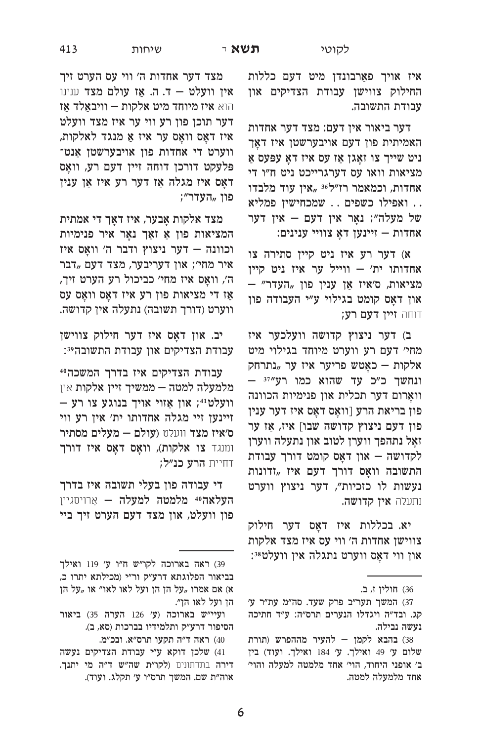איז אויך פאַרבונדן מיט דעם כללות החילוק צווישן עבודת הצדיקים און עבודת התשובה.

דער ביאור אין דעם: מצד דער אחדות האמיתית פון דעם אויבערשטן איז דאָך ניט שייך צו זאָגן אַז עס איז דאָ עפּעס אַ מציאות וואו עס דערגרייכט ניט ח"ו די אחדות, וכמאמר רז"ל[36] „אין עוד מלבדו . . ואפילו כשפים . . שמכחישין פמליא של מעלה"; נאָר אין דעם — אין דער אחדות — זיינען דאָ צוויי ענינים:

א) דער רע איז ניט קיין סתירה צו אחדותו ית' — ווייל ער איז ניט קיין מציאות, ס'איז אַן ענין פון „העדר" — און דאָס קומט בגילוי ע"י העבודה פון דוחה זיין דעם רע;

ב) דער ניצוץ קדושה וועלכער איז מחי' דעם רע ווערט מיוחד בגילוי מיט אלקות — כאָטש פריער איז ער „נתרחק ונחשך כ"כ עד שהוא כמו רע"[37] — וואָרום דער תכלית און פנימיות הכוונה פון בריאת הרע [וואָס דאָס איז דער ענין פון דעם ניצוץ קדושה שבו] איז, אַז ער זאָל נתהפך ווערן לטוב און נתעלה ווערן לקדושה — און דאָס קומט דורך עבודת התשובה וואָס דורך דעם איז „זדונות נעשות לו כזכיות", דער ניצוץ ווערט נתעלה אין קדושה.

יא. בכללות איז דאָס דער חילוק צווישן אחדות ה' ווי עס איז מצד אלקות און ווי דאָס ווערט נתגלה אין וועלט[38]:

מצד דער אחדות ה' ווי עס הערט זיך אין וועלט — ד. ה. אַז עולם מצד ענינו הוא איז מיוחד מיט אלקות — וויבאַלד אַז דער תוכן פון רע ווי ער איז מצד וועלט איז דאָס וואָס ער איז אַ מנגד לאלקות, ווערט די אחדות פון אויבערשטן אַנט־פּלעקט דורכן דוחה זיין דעם רע, וואָס דאָס איז מגלה אַז דער רע איז אַן ענין פון „העדר";

מצד אלקות אָבער, איז דאָך די אמתית המציאות פון אַ זאַך נאָר איר פנימיות וכוונה — דער ניצוץ ודבר ה' וואָס איז איר מחי'; און דעריבער, מצד דעם „דבר ה', וואָס איז מחי' כביכול רע הערט זיך, אַז די מציאות פון רע איז דאָס וואָס עס ווערט (דורך תשובה) נתעלה אין קדושה.

יב. און דאָס איז דער חילוק צווישן עבודת הצדיקים און עבודת התשובה[39]:

עבודת הצדיקים איז בדרך המשכה[40] מלמעלה למטה — ממשיך זיין אלקות אין וועלט[41]; און אַזוי אויך בנוגע צו רע — זיינען זיי מגלה אחדותו ית' אין רע ווי ס'איז מצד וועלט (עולם — מעלים מסתיר ומנגד צו אלקות), וואָס דאָס איז דורך דחיית הרע כנ"ל;

די עבודה פון בעלי תשובה איז בדרך העלאה[40] מלמטה למעלה — אַרויסגיין פון וועלט, און מצד דעם הערט זיך ביי

---

36) חולין ז, ב.

37) המשך תער"ב פרק שעד. סה"מ עת"ר ע' קג. ובד"ה ויגדלו הנערים תרס"ה: ע"ד חתיכה נעשה נבילה.

38) בהבא לקמן — להעיר מההפרש (תורת שלום ע' 49 ואילך. ע' 184 ואילך. ועוד) בין ב' אופני היחוד, הוי' אחד מלמטה למעלה והוי' אחד מלמעלה למטה.

39) ראה בארוכה לקו"ש ח"ו ע' 119 ואילך בביאור הפלוגתא דרע"ק ור"י (מכילתא יתרו כ, א) אם אמרו „על הן הן ועל לאו לאו" או „על הן הן ועל לאו הן".

ועיי"ש בארוכה (ע' 126 הערה 35) ביאור הסיפור דרע"ק ותלמידיו (ברכות סא, ב).

40) ראה ד"ה תקעו תרס"א. ובכ"מ.

41) שלכן דוקא ע"י עבודת הצדיקים נעשה דירה בתחתונים (לקו"ת שה"ש ד"ה מי יתנך. אוה"ת שם. המשך תרס"ו ע' תקלג. ועוד).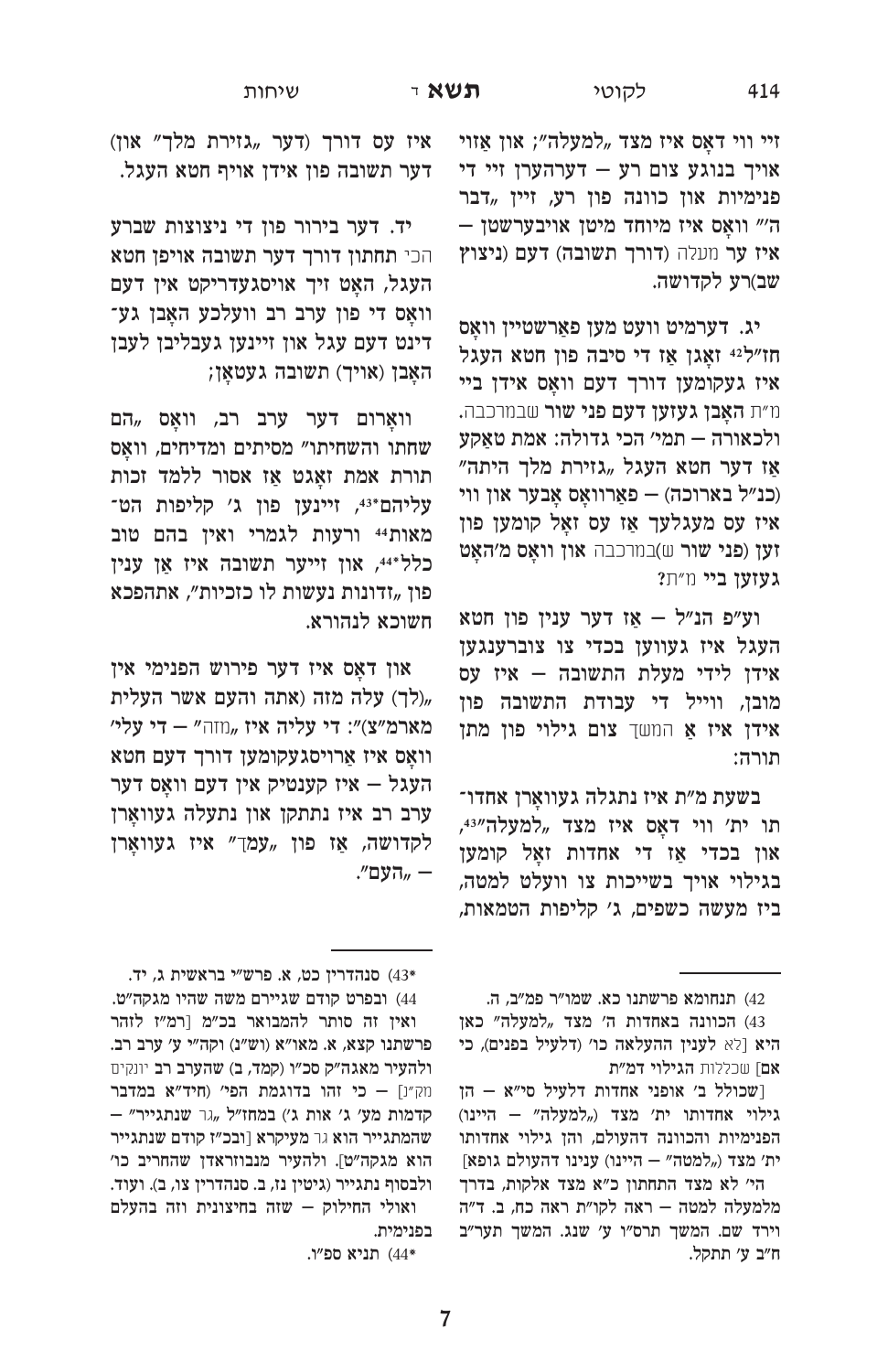זיי ווי דאָס איז מצד „למעלה"; און אַזוי אויך בנוגע צום רע — דערהערן זיי די פנימיות און כוונה פון רע, זיין „דבר ה'" וואָס איז מיוחד מיטן אויבערשטן — איז ער מעלה (דורך תשובה) דעם (ניצוץ שב)רע לקדושה.

יג. דערמיט וועט מען פאַרשטיין וואָס חז"ל[42] זאָגן אַז די סיבה פון חטא העגל איז געקומען דורך דעם וואָס אידן ביי מ"ת האָבן געזען דעם פני שור שבמרכבה. ולכאורה — תמי' הכי גדולה: אמת טאַקע אַז דער חטא העגל „גזירת מלך היתה" (כנ"ל בארוכה) — פאַרוואָס אָבער און ווי איז עס מעגלעך אַז עס זאָל קומען פון זען (פני שור ש)במרכבה און וואָס מ'האָט געזען ביי מ"ת?

וע"פ הנ"ל — אַז דער ענין פון חטא העגל איז געווען בכדי צו צוברענגען אידן לידי מעלת התשובה — איז עס מובן, ווייל די עבודת התשובה פון אידן איז אַ המשך צום גילוי פון מתן תורה:

בשעת מ"ת איז נתגלה געוואָרן אחדו־תו ית' ווי דאָס איז מצד „למעלה"[43], און בכדי אַז די אחדות זאָל קומען בגילוי אויך בשייכות צו וועלט למטה, ביז מעשה כשפים, ג' קליפות הטמאות,

איז עס דורך (דער „גזירת מלך" און) דער תשובה פון אידן אויף חטא העגל.

יד. דער בירור פון די ניצוצות שברע הכי תחתון דורך דער תשובה אויפן חטא העגל, האָט זיך אויסגעדריקט אין דעם וואָס די פון ערב רב וועלכע האָבן גע־דינט דעם עגל און זיינען געבליבן לעבן האָבן (אויך) תשובה געטאָן;

וואָרום דער ערב רב, וואָס „הם שחתו והשחיתו" מסיתים ומדיחים, וואָס תורת אמת זאָגט אַז אסור ללמד זכות עליהם[43*], זיינען פון ג' קליפות הט־מאות[44] ורעות לגמרי ואין בהם טוב כלל[44*], און זייער תשובה איז אַן ענין פון „זדונות נעשות לו כזכיות", אתהפכא חשוכא לנהורא.

און דאָס איז דער פירוש הפנימי אין „(לך) עלה מזה (אתה והעם אשר העלית מארמ"צ)": די עליה איז „מזה" — די עלי' וואָס איז אַרויסגעקומען דורך דעם חטא העגל — איז קענטיק אין דעם וואָס דער ערב רב איז נתתקן און נתעלה געוואָרן לקדושה, אַז פון „עמך" איז געוואָרן — „העם".

---

42) תנחומא פרשתנו כא. שמו"ר פמ"ב, ה.

43) הכוונה באחדות ה' מצד „למעלה" כאן היא [לא לענין ההעלאה כו' (דלעיל בפנים), כי אם] שכללות הגילוי דמ"ת

[שכולל ב' אופני אחדות דלעיל סי"א — הן גילוי אחדותו ית' מצד („למעלה" — היינו) הפנימיות והכוונה דהעולם, והן גילוי אחדותו ית' מצד („למטה" — היינו) ענינו דהעולם גופא]

הי' לא מצד התחתון כ"א מצד אלקות, בדרך מלמעלה למטה — ראה לקו"ת ראה כח, ב. ד"ה וירד שם. המשך תרס"ו ע' שנג. המשך תער"ב ח"ב ע' תתקל.

*43) סנהדרין כט, א. פרש"י בראשית ג, יד.

44) ובפרט קודם שגיירם משה שהיו מגקה"ט. ואין זה סותר להמבואר בכ"מ [רמ"ז לזהר פרשתנו קצא, א. מאו"א (וש"נ) וקה"י ע' ערב רב. ולהעיר מאגה"ק סכ"ו (קמד, ב) שהערב רב יונקים מק"נ] — כי זהו בדוגמת הפי' (חיד"א במדבר קדמות מע' ג' אות ג') במחז"ל „גר שנתגייר" — שהמתגייר הוא גר מעיקרא [ובכ"ז קודם שנתגייר הוא מגקה"ט]. ולהעיר מנבוזראדן שהחריב כו' ולבסוף נתגייר (גיטין נז, ב. סנהדרין צו, ב). ועוד.

ואולי החילוק — שזה בחיצונית וזה בהעלם בפנימית.

*44) תניא ספ"ו.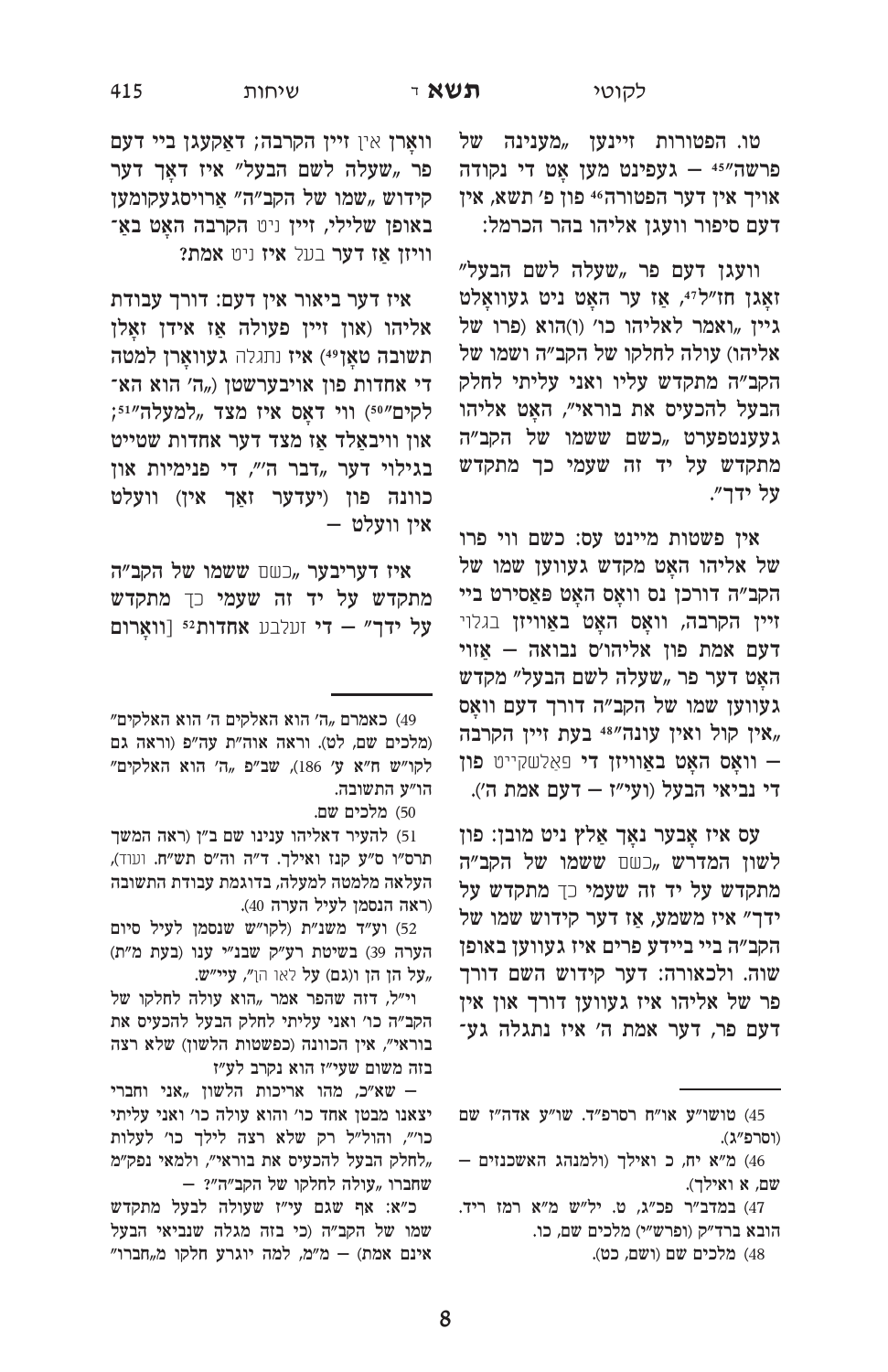טו. הפטורות זיינען „מעינינה של פרשה"[45] — געפינט מען אָט די נקודה אויך אין דער הפטורה[46] פון פ' תשא, אין דעם סיפור וועגן אליהו בהר הכרמל:

וועגן דעם פר „שעלה לשם הבעל" זאָגן חז"ל[47], אַז ער האָט ניט געוואָלט גיין „ואמר לאליהו כו' (ו)הוא (פרו של אליהו) עולה לחלקו של הקב"ה ושמו של הקב"ה מתקדש עליו ואני עליתי לחלק הבעל להכעיס את בוראי", האָט אליהו געענטפערט „כשם ששמו של הקב"ה מתקדש על יד זה שעמי כך מתקדש על ידך".

אין פשטות מיינט עס: כשם ווי פרו של אליהו האָט מקדש געווען שמו של הקב"ה דורכן נס וואָס האָט פאַסירט ביי זיין הקרבה, וואָס האָט באַוויזן בגלוי דעם אמת פון אליהו'ס נבואה — אַזוי האָט דער פר „שעלה לשם הבעל" מקדש געווען שמו של הקב"ה דורך דעם וואָס „אין קול ואין עונה"[48] בעת זיין הקרבה — וואָס האָט באַוויזן די פאַלשקייט פון די נביאי הבעל (ועי"ז — דעם אמת ה').

עס איז אָבער נאָך אַלץ ניט מובן: פון לשון המדרש „כשם ששמו של הקב"ה מתקדש על יד זה שעמי כך מתקדש על ידך" איז משמע, אַז דער קידוש שמו של הקב"ה ביי ביידע פרים איז געווען באופן שוה. ולכאורה: דער קידוש השם דורך פר של אליהו איז געווען דורך און אין דעם פר, דער אמת ה' איז נתגלה געוואָרן אין זיין הקרבה; דאַקעגן ביי דעם פר „שעלה לשם הבעל" איז דאָך דער קידוש „שמו של הקב"ה" אַרויסגעקומען באופן שלילי, זיין הקרבה האָט באַוויזן אַז דער בעל איז ניט אמת?

איז דער ביאור אין דעם: דורך עבודת אליהו (און זיין פעולה אַז אידן זאָלן תשובה טאָן[49]) איז נתגלה געוואָרן למטה די אחדות פון אויבערשטן („ה' הוא האלקים"[50]) ווי דאָס איז מצד „למעלה"[51]; און וויבאַלד אַז מצד דער אחדות שטייט בגילוי דער „דבר ה'", די פנימיות און כוונה פון (יעדער זאַך אין) וועלט אין וועלט —

איז דעריבער „כשם ששמו של הקב"ה מתקדש על יד זה שעמי כך מתקדש על ידך" — די זעלבע אחדות[52] [וואָרום

---

45) טושו"ע או"ח רסרפ"ד. שו"ע אדה"ז שם (וסרפ"ג).

46) מ"א יח, כ ואילך (ולמנהג האשכנזים — שם, א ואילך).

47) במדב"ר פכ"ג, ט. יל"ש מ"א רמז ריד. הובא ברד"ק (ופרש"י) מלכים שם, כו.

48) מלכים שם (ושם, כט).

49) כאמרם „ה' הוא האלקים ה' הוא האלקים" (מלכים שם, לט). וראה אוה"ת עה"פ (וראה גם לקו"ש ח"א ע' 186), שב"פ „ה' הוא האלקים" הו"ע התשובה.

50) מלכים שם.

51) להעיר דאליהו ענינו שם ב"ן (ראה המשך תרס"ו ס"ע קנז ואילך. ד"ה וה"ס תש"ח. ועוד), העלאה מלמטה למעלה, בדוגמת עבודת התשובה (ראה הנסמן לעיל הערה 40).

52) ועי"ד משנ"ת (לקו"ש שנסמן לעיל סיום הערה 39) בשיטת רע"ק שבנ"י ענו (בעת מ"ת) „על הן הן (ו)(גם) על לאו הן", עיי"ש.

וי"ל, דזה שהפר אמר „הוא עולה לחלקו של הקב"ה כו' ואני עליתי לחלק הבעל להכעיס את בוראי", אין הכוונה (כפשטות הלשון) שלא רצה בזה משום שעי"ז הוא נקרב לע"ז

— שא"כ, מהו אריכות הלשון „אני וחברי יצאנו מבטן אחד כו' והוא עולה כו' ואני עליתי כו'", והול"ל רק שלא רצה לילך כו' לעלות „לחלק הבעל להכעיס את בוראי", ולמאי נפק"מ שחברו „עולה לחלקו של הקב"ה"? —

כ"א: אף שגם עי"ז שעולה לבעל מתקדש שמו של הקב"ה (כי בזה מגלה שנביאי הבעל אינם אמת) — מ"מ, למה יוגרע חלקו מ„חברו"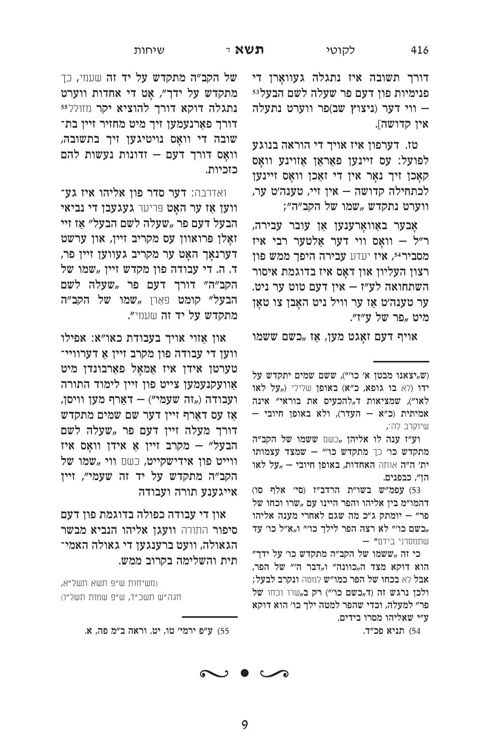דורך תשובה איז נתגלה געוואָרן די פנימיות פון דעם פר שעלה לשם הבעל[53] — ווי דער (ניצוץ שב)פר ווערט נתעלה אין קדושה].

טז. דערפון איז אויך די הוראה בנוגע לפועל: עס זיינען פאַראַן אַזוינע וואָס קאָכן זיך נאָר אין די זאַכן וואָס זיינען לכתחילה קדושה — אין זיי, טענה'ט ער, ווערט נתקדש „שמו של הקב"ה";

אָבער באַוואָרענען אַן עובר עבירה, ר"ל — וואָס ווי דער אַלטער רבי איז מסביר[54], איז יעדע עבירה היפך ממש פון רצון העליון און דאָס איז בדוגמת איסור השתחואה לע"ז — אין דעם טוט ער ניט. ער טענה'ט אַז ער וויל ניט האָבן צו טאָן מיט „פר של ע"ז".

אויף דעם זאָגט מען, אַז „כשם ששמו של הקב"ה מתקדש על יד זה שעמי, כך מתקדש על ידך", אַט די אחדות ווערט נתגלה דוקא דורך להוציא יקר מזולל[55] דורך פאַרנעמען זיך מיט מחזיר זיין בתשובה די וואָס נויטיגן זיך בתשובה, וואָס דורך דעם — זדונות נעשות להם כזכיות.

ואדרבה: דער סדר פון אליהו איז געווען אַז ער האָט פריער געגעבן די נביאי הבעל דעם פר „שעלה לשם הבעל" אַז זיי זאָלן פרואוון עס מקריב זיין, און ערשט דערנאָך האָט ער מקריב געווען זיין פר, ד. ה. די עבודה פון מקדש זיין „שמו של הקב"ה" דורך דעם פר „שעלה לשם הבעל" קומט פאַרן „שמו של הקב"ה מתקדש על יד זה שעמי".

און אַזוי אויך בעבודת כאו"א: אפילו ווען די עבודה פון מקרב זיין אַ דערווייטערטן אידן איז אַמאָל פאַרבונדן מיט אַוועקנעמען צייט פון זיין לימוד התורה ועבודה („זה שעמי") — דאַרף מען וויסן, אַז עס דאַרף זיין דער שם שמים מתקדש דורך מעלה זיין דעם פר „שעלה לשם הבעל" — מקרב זיין אַ אידן וואָס איז ווייט פון אידישקייט, כשם ווי „שמו של הקב"ה מתקדש על יד זה שעמי", זיין אייגענע תורה ועבודה

און די עבודה כפולה בדוגמא פון דעם סיפור התורה וועגן אליהו הנביא מבשר הגאולה, וועט ברענגען די גאולה האמיתית והשלימה בקרוב ממש.

(משיחות ש"פ תשא תשל"א,
חגה"ש תשכ"ד, ש"פ שמות תשל"ז)

---

(ש„יצאנו מבטן א' כו'"), ששם שמים יתקדש על ידו (לא בו גופא, כ"א) באופן שלילי („על לאו לאו"), שמציאות ד„להכעיס את בוראי" אינה אמיתית (כ"א — העדר), ולא באופן חיובי — שיוקרב לה',

וע"ז ענה לו אליהו „כשם ששמו של הקב"ה מתקדש כו' כך מתקדש כו'" — שמצד עצמותו ית' ה"ה אותה האחדות, באופן חיובי — „על לאו הן", כבפנים.

53) עפמ"ש בשו"ת הרדב"ז (סי' אלף סו) דהמו"מ בין אליהו והפר היינו עם „שרו וכחו של פר" — יומתק ג"כ מה שגם לאחרי מענה אליהו „כשם כו'" לא רצה הפר לילך כו'" ו„א"ל כו' עד שתמסרני בידם" —

כי זה „ששמו של הקב"ה מתקדש כו' על ידך" הוא דוקא מצד ה„כוונה" ו„דבר ה'" של הפר, אבל לא בכחו של הפר כמו"ש למטה ונקרב לבעל; ולכן נרגש זה (ד„כשם כו'") רק ב„שרו וכחו של פר" למעלה, וכדי שהפר למטה ילך כו' הוא דוקא ע"י שאליהו מסרו בידים.

54) תניא פכ"ד.

55) ע"פ ירמי' טו, יט. וראה ב"מ פה, א.